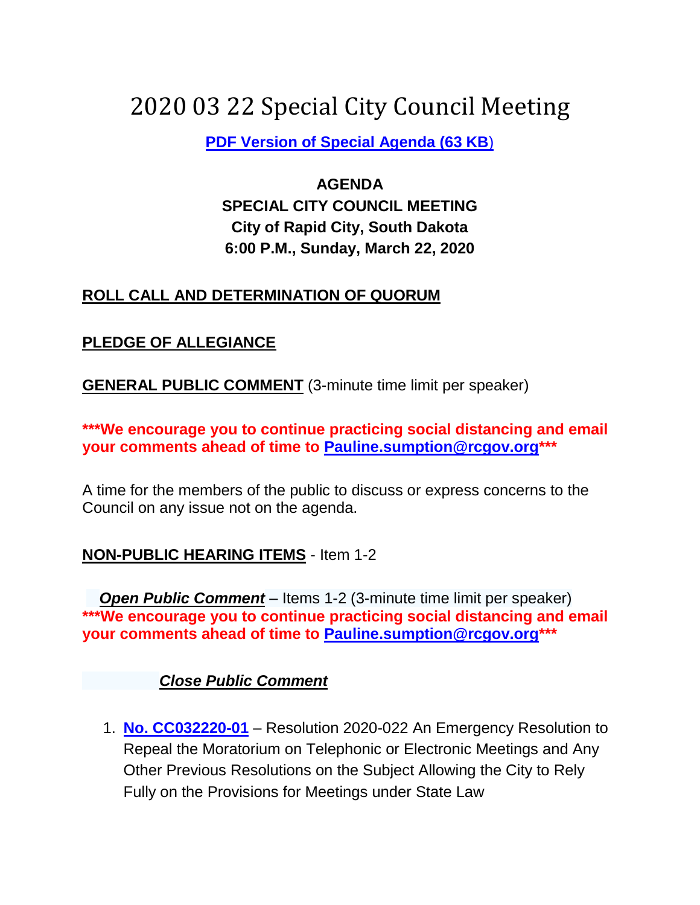# 2020 03 22 Special City Council Meeting

**[PDF Version of Special Agenda (63 KB)](PDF Version of Special Agenda (63 KB))**

**AGENDA**
**SPECIAL CITY COUNCIL MEETING**
**City of Rapid City, South Dakota**
**6:00 P.M., Sunday, March 22, 2020**

**ROLL CALL AND DETERMINATION OF QUORUM**

**PLEDGE OF ALLEGIANCE**

**GENERAL PUBLIC COMMENT** (3-minute time limit per speaker)

**\*\*\*We encourage you to continue practicing social distancing and email your comments ahead of time to Pauline.sumption@rcgov.org\*\*\***

A time for the members of the public to discuss or express concerns to the Council on any issue not on the agenda.

**NON-PUBLIC HEARING ITEMS** - Item 1-2

***Open Public Comment*** – Items 1-2 (3-minute time limit per speaker)
**\*\*\*We encourage you to continue practicing social distancing and email your comments ahead of time to Pauline.sumption@rcgov.org\*\*\***

***Close Public Comment***

1. **No. CC032220-01** – Resolution 2020-022 An Emergency Resolution to Repeal the Moratorium on Telephonic or Electronic Meetings and Any Other Previous Resolutions on the Subject Allowing the City to Rely Fully on the Provisions for Meetings under State Law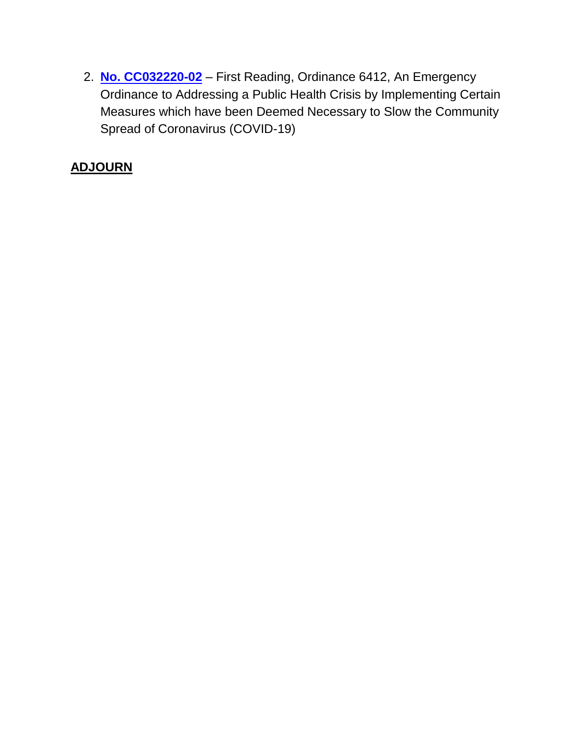2. **No. CC032220-02** – First Reading, Ordinance 6412, An Emergency Ordinance to Addressing a Public Health Crisis by Implementing Certain Measures which have been Deemed Necessary to Slow the Community Spread of Coronavirus (COVID-19)

**ADJOURN**